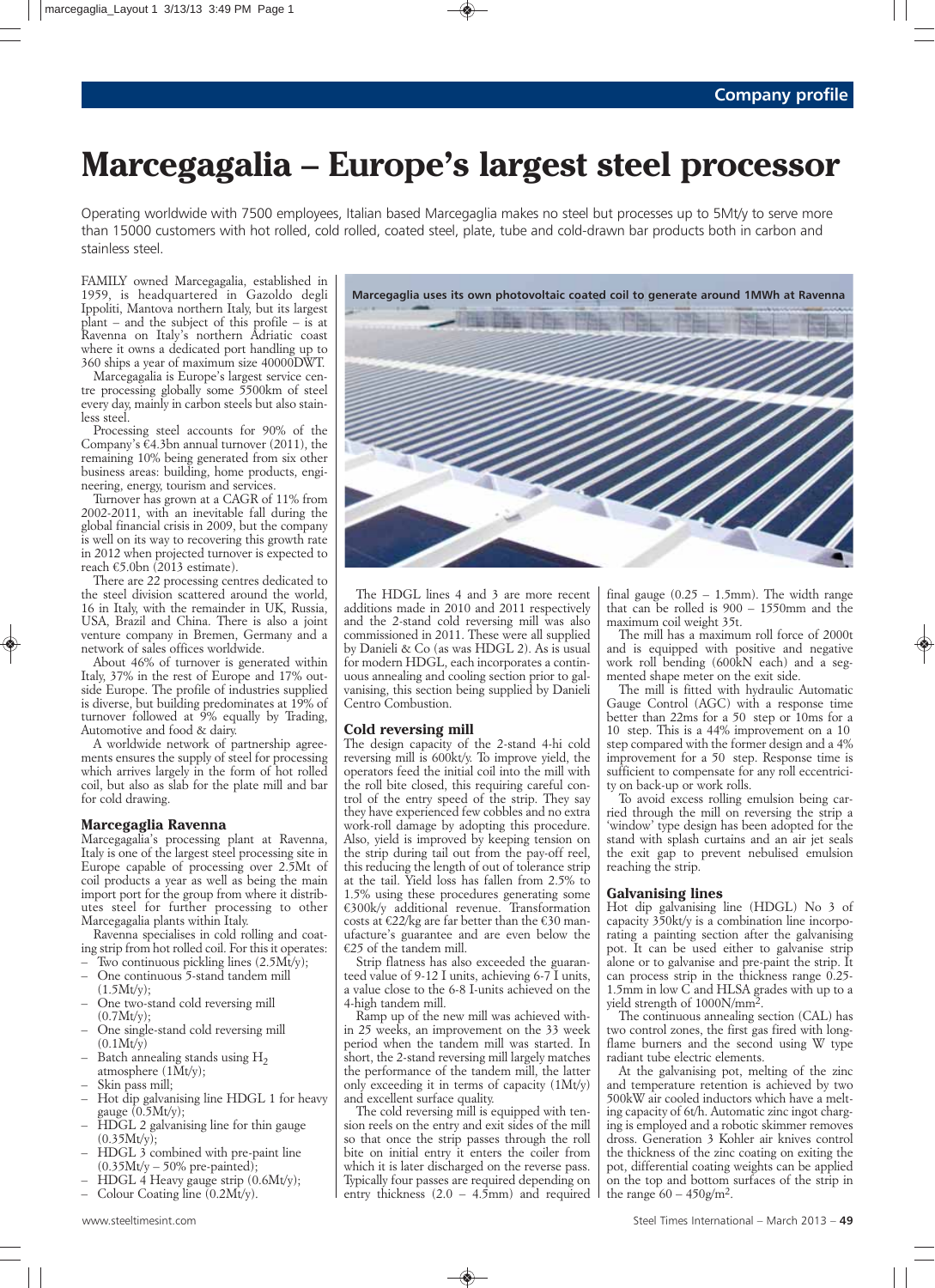Company profile

# Marcegagalia – Europe's largest steel processor

Operating worldwide with 7500 employees, Italian based Marcegaglia makes no steel but processes up to 5Mt/y to serve more than 15000 customers with hot rolled, cold rolled, coated steel, plate, tube and cold-drawn bar products both in carbon and stainless steel.

FAMILY owned Marcegagalia, established in 1959, is headquartered in Gazoldo degli Ippoliti, Mantova northern Italy, but its largest plant – and the subject of this profile – is at Ravenna on Italy's northern Adriatic coast where it owns a dedicated port handling up to 360 ships a year of maximum size 40000DWT.

Marcegagalia is Europe's largest service centre processing globally some 5500km of steel every day, mainly in carbon steels but also stainless steel.

Processing steel accounts for 90% of the Company's €4.3bn annual turnover (2011), the remaining 10% being generated from six other business areas: building, home products, engineering, energy, tourism and services.

Turnover has grown at a CAGR of 11% from 2002-2011, with an inevitable fall during the global financial crisis in 2009, but the company is well on its way to recovering this growth rate in 2012 when projected turnover is expected to reach €5.0bn (2013 estimate).

There are 22 processing centres dedicated to the steel division scattered around the world, 16 in Italy, with the remainder in UK, Russia, USA, Brazil and China. There is also a joint venture company in Bremen, Germany and a network of sales offices worldwide.

About 46% of turnover is generated within Italy, 37% in the rest of Europe and 17% outside Europe. The profile of industries supplied is diverse, but building predominates at 19% of turnover followed at 9% equally by Trading, Automotive and food & dairy.

A worldwide network of partnership agreements ensures the supply of steel for processing which arrives largely in the form of hot rolled coil, but also as slab for the plate mill and bar for cold drawing.

## Marcegaglia Ravenna

Marcegagalia's processing plant at Ravenna, Italy is one of the largest steel processing site in Europe capable of processing over 2.5Mt of coil products a year as well as being the main import port for the group from where it distributes steel for further processing to other Marcegaglia plants within Italy.

Ravenna specialises in cold rolling and coating strip from hot rolled coil. For this it operates:

- Two continuous pickling lines (2.5Mt/y);
- One continuous 5-stand tandem mill (1.5Mt/y);
- One two-stand cold reversing mill (0.7Mt/y);
- One single-stand cold reversing mill (0.1Mt/y)
- Batch annealing stands using $H_2$ atmosphere (1Mt/y);
- Skin pass mill;
- Hot dip galvanising line HDGL 1 for heavy gauge (0.5Mt/y);
- HDGL 2 galvanising line for thin gauge (0.35Mt/y);
- HDGL 3 combined with pre-paint line (0.35Mt/y – 50% pre-painted);
- HDGL 4 Heavy gauge strip (0.6Mt/y);
- Colour Coating line (0.2Mt/y).

Marcegaglia uses its own photovoltaic coated coil to generate around 1MWh at Ravenna

The HDGL lines 4 and 3 are more recent additions made in 2010 and 2011 respectively and the 2-stand cold reversing mill was also commissioned in 2011. These were all supplied by Danieli & Co (as was HDGL 2). As is usual for modern HDGL, each incorporates a continuous annealing and cooling section prior to galvanising, this section being supplied by Danieli Centro Combustion.

## Cold reversing mill

The design capacity of the 2-stand 4-hi cold reversing mill is 600kt/y. To improve yield, the operators feed the initial coil into the mill with the roll bite closed, this requiring careful control of the entry speed of the strip. They say they have experienced few cobbles and no extra work-roll damage by adopting this procedure. Also, yield is improved by keeping tension on the strip during tail out from the pay-off reel, this reducing the length of out of tolerance strip at the tail. Yield loss has fallen from 2.5% to 1.5% using these procedures generating some €300k/y additional revenue. Transformation costs at €22/kg are far better than the €30 manufacture's guarantee and are even below the €25 of the tandem mill.

Strip flatness has also exceeded the guaranteed value of 9-12 I units, achieving 6-7 I units, a value close to the 6-8 I-units achieved on the 4-high tandem mill.

Ramp up of the new mill was achieved within 25 weeks, an improvement on the 33 week period when the tandem mill was started. In short, the 2-stand reversing mill largely matches the performance of the tandem mill, the latter only exceeding it in terms of capacity (1Mt/y) and excellent surface quality.

The cold reversing mill is equipped with tension reels on the entry and exit sides of the mill so that once the strip passes through the roll bite on initial entry it enters the coiler from which it is later discharged on the reverse pass. Typically four passes are required depending on entry thickness (2.0 – 4.5mm) and required final gauge (0.25 – 1.5mm). The width range that can be rolled is 900 – 1550mm and the maximum coil weight 35t.

The mill has a maximum roll force of 2000t and is equipped with positive and negative work roll bending (600kN each) and a segmented shape meter on the exit side.

The mill is fitted with hydraulic Automatic Gauge Control (AGC) with a response time better than 22ms for a 50 step or 10ms for a 10 step. This is a 44% improvement on a 10 step compared with the former design and a 4% improvement for a 50 step. Response time is sufficient to compensate for any roll eccentricity on back-up or work rolls.

To avoid excess rolling emulsion being carried through the mill on reversing the strip a 'window' type design has been adopted for the stand with splash curtains and an air jet seals the exit gap to prevent nebulised emulsion reaching the strip.

## Galvanising lines

Hot dip galvanising line (HDGL) No 3 of capacity 350kt/y is a combination line incorporating a painting section after the galvanising pot. It can be used either to galvanise strip alone or to galvanise and pre-paint the strip. It can process strip in the thickness range 0.25-1.5mm in low C and HLSA grades with up to a yield strength of 1000N/mm$^2$.

The continuous annealing section (CAL) has two control zones, the first gas fired with long-flame burners and the second using W type radiant tube electric elements.

At the galvanising pot, melting of the zinc and temperature retention is achieved by two 500kW air cooled inductors which have a melting capacity of 6t/h. Automatic zinc ingot charging is employed and a robotic skimmer removes dross. Generation 3 Kohler air knives control the thickness of the zinc coating on exiting the pot, differential coating weights can be applied on the top and bottom surfaces of the strip in the range 60 – 450g/m$^2$.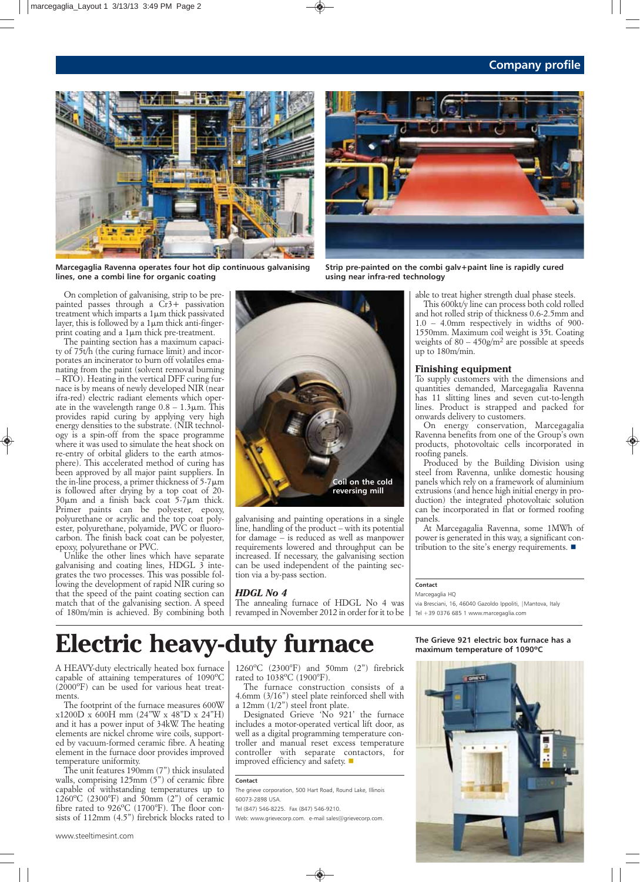## Company profile

Marcegaglia Ravenna operates four hot dip continuous galvanising lines, one a combi line for organic coating

Strip pre-painted on the combi galv+paint line is rapidly cured using near infra-red technology

On completion of galvanising, strip to be pre-painted passes through a Cr3+ passivation treatment which imparts a 1µm thick passivated layer, this is followed by a 1µm thick anti-fingerprint coating and a 1µm thick pre-treatment.

The painting section has a maximum capacity of 75t/h (the curing furnace limit) and incorporates an incinerator to burn off volatiles emanating from the paint (solvent removal burning – RTO). Heating in the vertical DFF curing furnace is by means of newly developed NIR (near ifra-red) electric radiant elements which operate in the wavelength range 0.8 – 1.3µm. This provides rapid curing by applying very high energy densities to the substrate. (NIR technology is a spin-off from the space programme where it was used to simulate the heat shock on re-entry of orbital gliders to the earth atmosphere). This accelerated method of curing has been approved by all major paint suppliers. In the in-line process, a primer thickness of 5-7µm is followed after drying by a top coat of 20-30µm and a finish back coat 5-7µm thick. Primer paints can be polyester, epoxy, polyurethane or acrylic and the top coat polyester, polyurethane, polyamide, PVC or fluorocarbon. The finish back coat can be polyester, epoxy, polyurethane or PVC.

Unlike the other lines which have separate galvanising and coating lines, HDGL 3 integrates the two processes. This was possible following the development of rapid NIR curing so that the speed of the paint coating section can match that of the galvanising section. A speed of 180m/min is achieved. By combining both galvanising and painting operations in a single line, handling of the product – with its potential for damage – is reduced as well as manpower requirements lowered and throughput can be increased. If necessary, the galvanising section can be used independent of the painting section via a by-pass section.

Coil on the cold reversing mill

### *HDGL No 4*

The annealing furnace of HDGL No 4 was revamped in November 2012 in order for it to be able to treat higher strength dual phase steels.

This 600kt/y line can process both cold rolled and hot rolled strip of thickness 0.6-2.5mm and 1.0 – 4.0mm respectively in widths of 900-1550mm. Maximum coil weight is 35t. Coating weights of 80 – 450g/m$^2$ are possible at speeds up to 180m/min.

### Finishing equipment

To supply customers with the dimensions and quantities demanded, Marcegagalia Ravenna has 11 slitting lines and seven cut-to-length lines. Product is strapped and packed for onwards delivery to customers.

On energy conservation, Marcegagalia Ravenna benefits from one of the Group's own products, photovoltaic cells incorporated in roofing panels.

Produced by the Building Division using steel from Ravenna, unlike domestic housing panels which rely on a framework of aluminium extrusions (and hence high initial energy in production) the integrated photovoltaic solution can be incorporated in flat or formed roofing panels.

At Marcegagalia Ravenna, some 1MWh of power is generated in this way, a significant contribution to the site's energy requirements. ■

**Contact**

Marcegaglia HQ

via Bresciani, 16, 46040 Gazoldo Ippoliti, |Mantova, Italy

Tel +39 0376 685 1 www.marcegaglia.com

# Electric heavy-duty furnace

**The Grieve 921 electric box furnace has a maximum temperature of 1090ºC**

A HEAVY-duty electrically heated box furnace capable of attaining temperatures of 1090ºC (2000ºF) can be used for various heat treatments.

The footprint of the furnace measures 600W x1200D x 600H mm (24"W x 48"D x 24"H) and it has a power input of 34kW. The heating elements are nickel chrome wire coils, supported by vacuum-formed ceramic fibre. A heating element in the furnace door provides improved temperature uniformity.

The unit features 190mm (7") thick insulated walls, comprising 125mm (5") of ceramic fibre capable of withstanding temperatures up to 1260ºC (2300ºF) and 50mm (2") of ceramic fibre rated to 926ºC (1700ºF). The floor consists of 112mm (4.5") firebrick blocks rated to 1260ºC (2300ºF) and 50mm (2") firebrick rated to 1038ºC (1900ºF).

The furnace construction consists of a 4.6mm (3/16") steel plate reinforced shell with a 12mm (1/2") steel front plate.

Designated Grieve 'No 921' the furnace includes a motor-operated vertical lift door, as well as a digital programming temperature controller and manual reset excess temperature controller with separate contactors, for improved efficiency and safety. ■

**Contact**

The grieve corporation, 500 Hart Road, Round Lake, Illinois 60073-2898 USA.

Tel (847) 546-8225. Fax (847) 546-9210.

Web: www.grievecorp.com. e-mail sales@grievecorp.com.